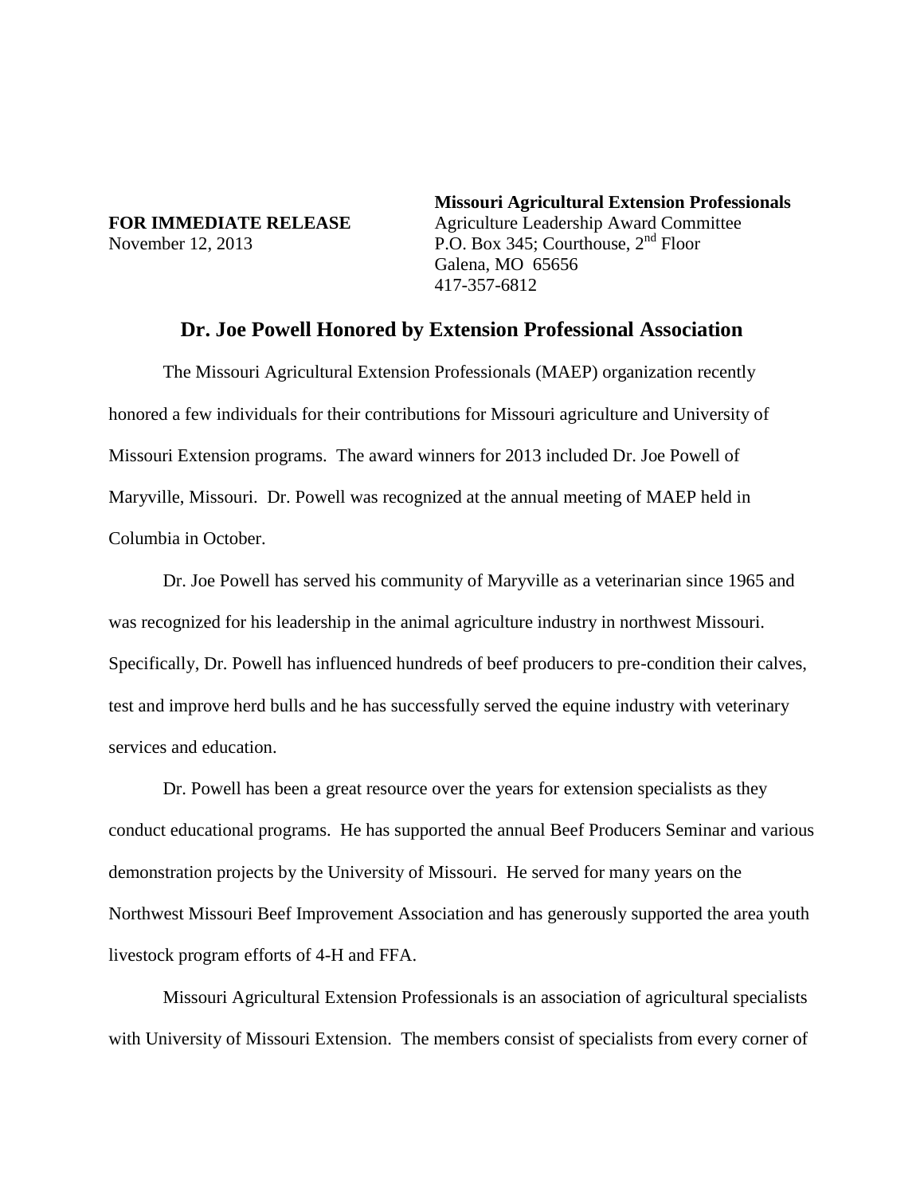**FOR IMMEDIATE RELEASE**
November 12, 2013

**Missouri Agricultural Extension Professionals**
Agriculture Leadership Award Committee
P.O. Box 345; Courthouse, 2nd Floor
Galena, MO 65656
417-357-6812

## Dr. Joe Powell Honored by Extension Professional Association

The Missouri Agricultural Extension Professionals (MAEP) organization recently honored a few individuals for their contributions for Missouri agriculture and University of Missouri Extension programs. The award winners for 2013 included Dr. Joe Powell of Maryville, Missouri. Dr. Powell was recognized at the annual meeting of MAEP held in Columbia in October.

Dr. Joe Powell has served his community of Maryville as a veterinarian since 1965 and was recognized for his leadership in the animal agriculture industry in northwest Missouri. Specifically, Dr. Powell has influenced hundreds of beef producers to pre-condition their calves, test and improve herd bulls and he has successfully served the equine industry with veterinary services and education.

Dr. Powell has been a great resource over the years for extension specialists as they conduct educational programs. He has supported the annual Beef Producers Seminar and various demonstration projects by the University of Missouri. He served for many years on the Northwest Missouri Beef Improvement Association and has generously supported the area youth livestock program efforts of 4-H and FFA.

Missouri Agricultural Extension Professionals is an association of agricultural specialists with University of Missouri Extension. The members consist of specialists from every corner of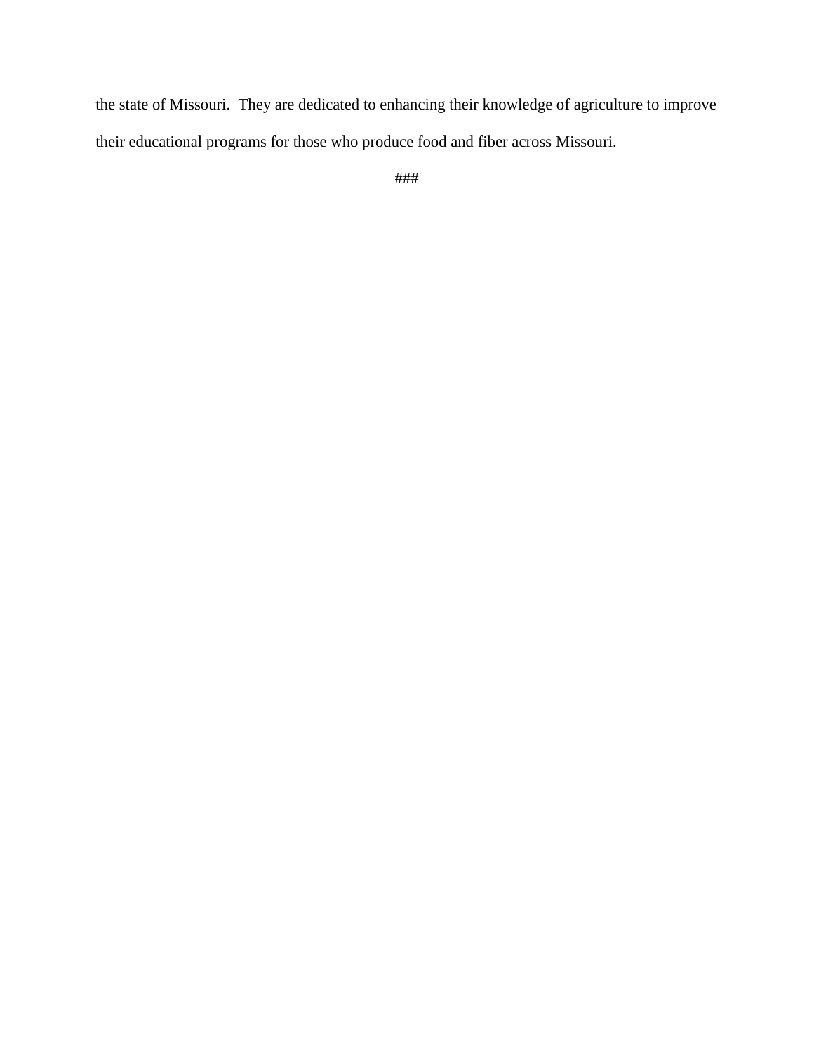the state of Missouri.  They are dedicated to enhancing their knowledge of agriculture to improve their educational programs for those who produce food and fiber across Missouri.

###